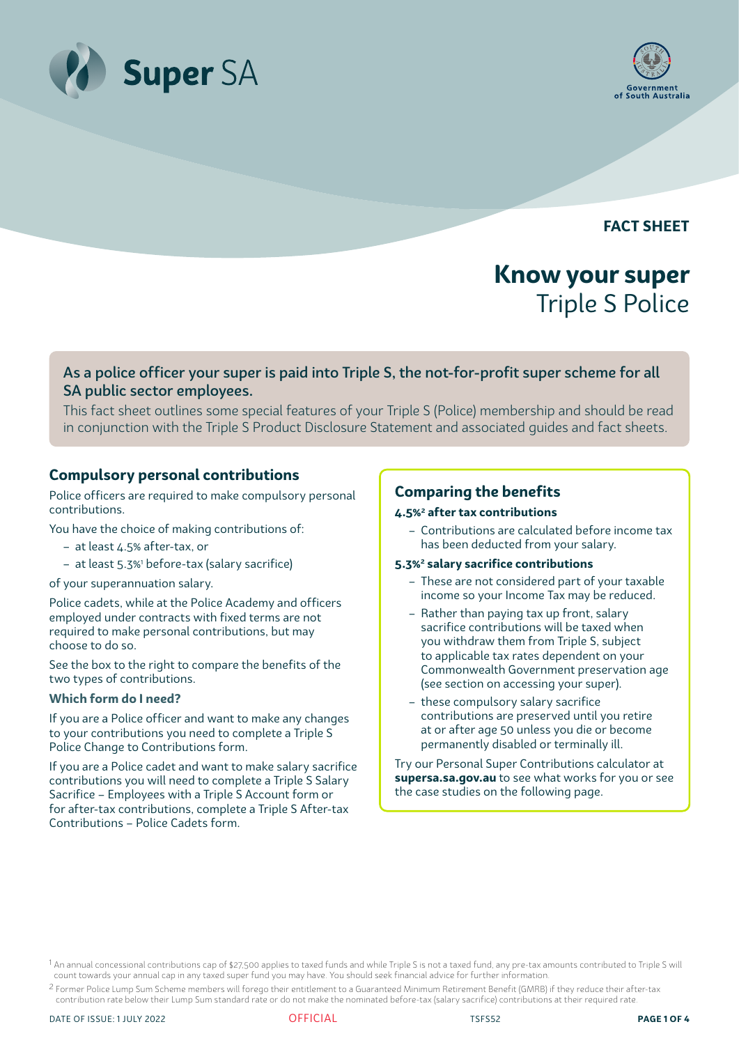Super SA

Government of South Australia

**FACT SHEET**

# Know your super
## Triple S Police

**As a police officer your super is paid into Triple S, the not-for-profit super scheme for all SA public sector employees.**

This fact sheet outlines some special features of your Triple S (Police) membership and should be read in conjunction with the Triple S Product Disclosure Statement and associated guides and fact sheets.

## Compulsory personal contributions

Police officers are required to make compulsory personal contributions.

You have the choice of making contributions of:

- at least 4.5% after-tax, or
- at least 5.3%[1] before-tax (salary sacrifice)

of your superannuation salary.

Police cadets, while at the Police Academy and officers employed under contracts with fixed terms are not required to make personal contributions, but may choose to do so.

See the box to the right to compare the benefits of the two types of contributions.

### Which form do I need?

If you are a Police officer and want to make any changes to your contributions you need to complete a Triple S Police Change to Contributions form.

If you are a Police cadet and want to make salary sacrifice contributions you will need to complete a Triple S Salary Sacrifice – Employees with a Triple S Account form or for after-tax contributions, complete a Triple S After-tax Contributions – Police Cadets form.

## Comparing the benefits

**4.5%[2] after tax contributions**

- Contributions are calculated before income tax has been deducted from your salary.

**5.3%[2] salary sacrifice contributions**

- These are not considered part of your taxable income so your Income Tax may be reduced.
- Rather than paying tax up front, salary sacrifice contributions will be taxed when you withdraw them from Triple S, subject to applicable tax rates dependent on your Commonwealth Government preservation age (see section on accessing your super).
- these compulsory salary sacrifice contributions are preserved until you retire at or after age 50 unless you die or become permanently disabled or terminally ill.

Try our Personal Super Contributions calculator at **supersa.sa.gov.au** to see what works for you or see the case studies on the following page.

[1] An annual concessional contributions cap of $27,500 applies to taxed funds and while Triple S is not a taxed fund, any pre-tax amounts contributed to Triple S will count towards your annual cap in any taxed super fund you may have. You should seek financial advice for further information.

[2] Former Police Lump Sum Scheme members will forego their entitlement to a Guaranteed Minimum Retirement Benefit (GMRB) if they reduce their after-tax contribution rate below their Lump Sum standard rate or do not make the nominated before-tax (salary sacrifice) contributions at their required rate.

DATE OF ISSUE: 1 JULY 2022 OFFICIAL TSFS52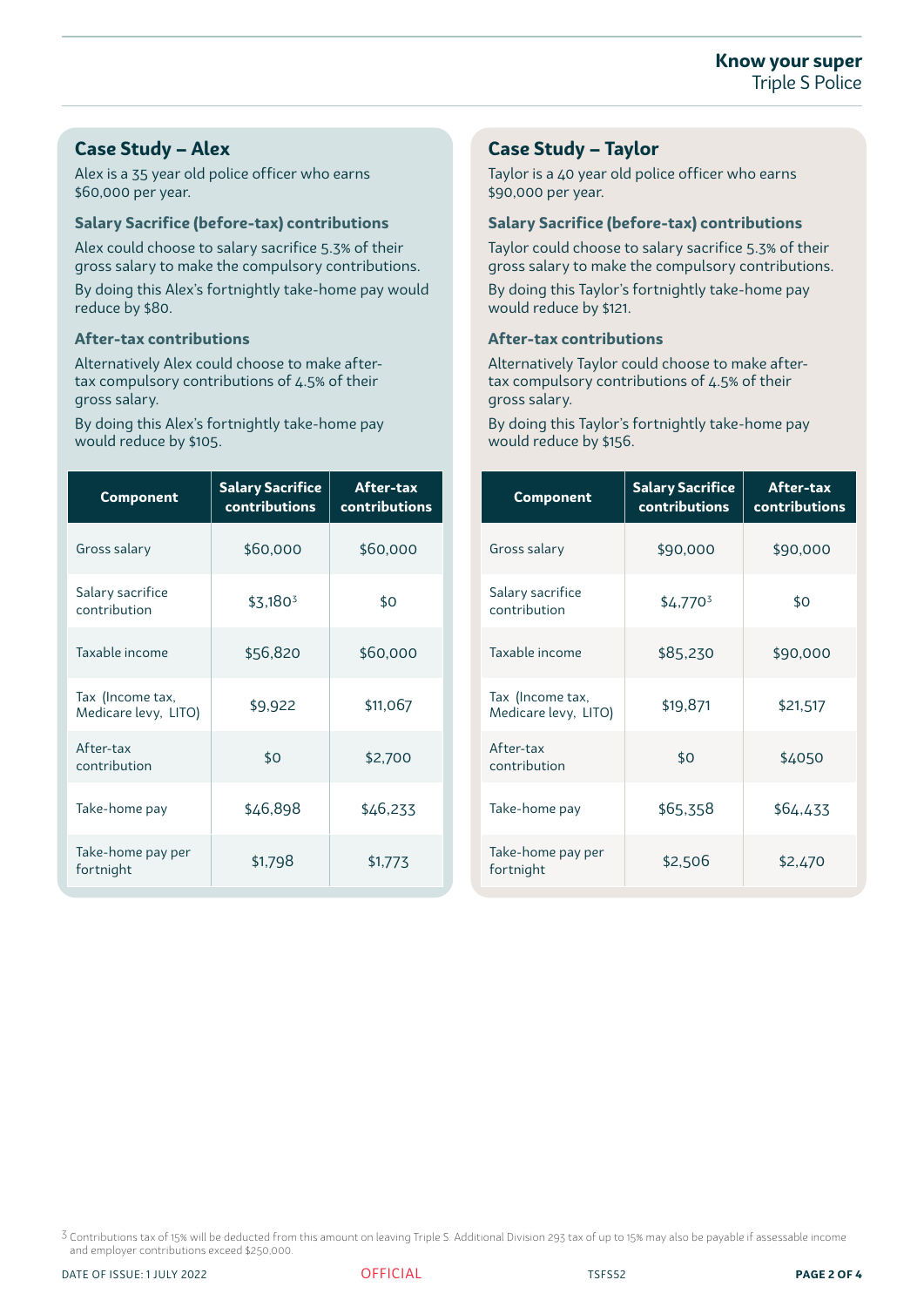## Case Study – Alex

Alex is a 35 year old police officer who earns $60,000 per year.

### Salary Sacrifice (before-tax) contributions

Alex could choose to salary sacrifice 5.3% of their gross salary to make the compulsory contributions.

By doing this Alex's fortnightly take-home pay would reduce by $80.

### After-tax contributions

Alternatively Alex could choose to make after-tax compulsory contributions of 4.5% of their gross salary.

By doing this Alex's fortnightly take-home pay would reduce by $105.

| Component | Salary Sacrifice contributions | After-tax contributions |
|---|---|---|
| Gross salary | $60,000 | $60,000 |
| Salary sacrifice contribution | $3,180[3] | $0 |
| Taxable income | $56,820 | $60,000 |
| Tax (Income tax, Medicare levy, LITO) | $9,922 | $11,067 |
| After-tax contribution | $0 | $2,700 |
| Take-home pay | $46,898 | $46,233 |
| Take-home pay per fortnight | $1,798 | $1,773 |

## Case Study – Taylor

Taylor is a 40 year old police officer who earns $90,000 per year.

### Salary Sacrifice (before-tax) contributions

Taylor could choose to salary sacrifice 5.3% of their gross salary to make the compulsory contributions.

By doing this Taylor's fortnightly take-home pay would reduce by $121.

### After-tax contributions

Alternatively Taylor could choose to make after-tax compulsory contributions of 4.5% of their gross salary.

By doing this Taylor's fortnightly take-home pay would reduce by $156.

| Component | Salary Sacrifice contributions | After-tax contributions |
|---|---|---|
| Gross salary | $90,000 | $90,000 |
| Salary sacrifice contribution | $4,770[3] | $0 |
| Taxable income | $85,230 | $90,000 |
| Tax (Income tax, Medicare levy, LITO) | $19,871 | $21,517 |
| After-tax contribution | $0 | $4050 |
| Take-home pay | $65,358 | $64,433 |
| Take-home pay per fortnight | $2,506 | $2,470 |

[3] Contributions tax of 15% will be deducted from this amount on leaving Triple S. Additional Division 293 tax of up to 15% may also be payable if assessable income and employer contributions exceed $250,000.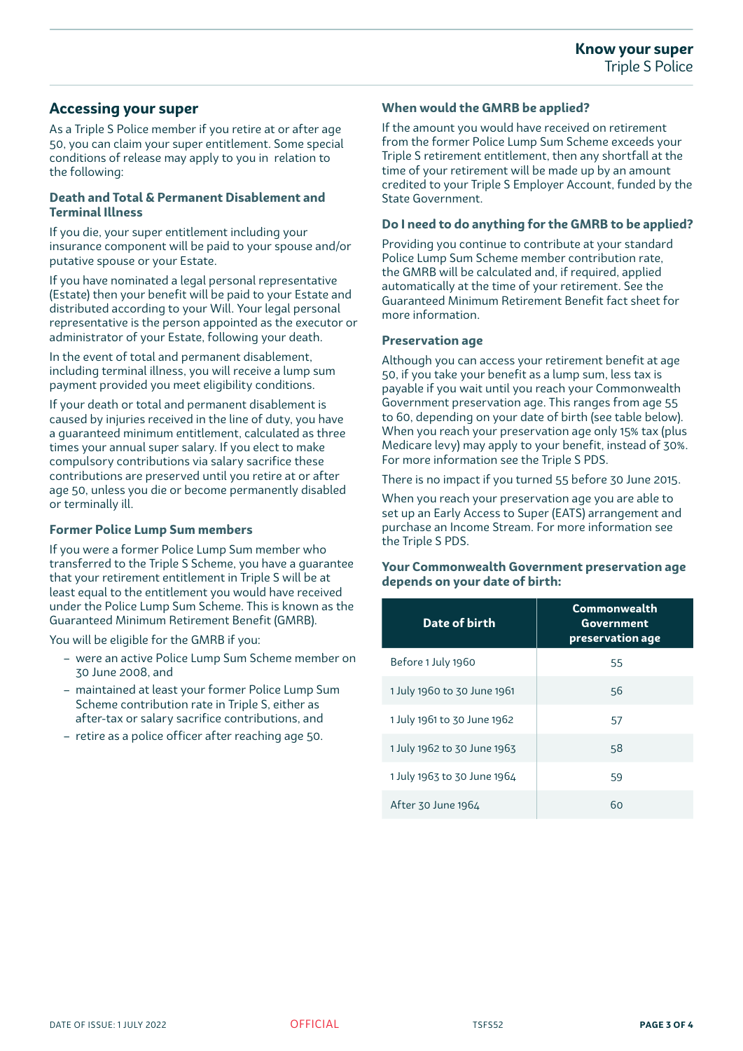## Accessing your super

As a Triple S Police member if you retire at or after age 50, you can claim your super entitlement. Some special conditions of release may apply to you in relation to the following:

### Death and Total & Permanent Disablement and Terminal Illness

If you die, your super entitlement including your insurance component will be paid to your spouse and/or putative spouse or your Estate.

If you have nominated a legal personal representative (Estate) then your benefit will be paid to your Estate and distributed according to your Will. Your legal personal representative is the person appointed as the executor or administrator of your Estate, following your death.

In the event of total and permanent disablement, including terminal illness, you will receive a lump sum payment provided you meet eligibility conditions.

If your death or total and permanent disablement is caused by injuries received in the line of duty, you have a guaranteed minimum entitlement, calculated as three times your annual super salary. If you elect to make compulsory contributions via salary sacrifice these contributions are preserved until you retire at or after age 50, unless you die or become permanently disabled or terminally ill.

### Former Police Lump Sum members

If you were a former Police Lump Sum member who transferred to the Triple S Scheme, you have a guarantee that your retirement entitlement in Triple S will be at least equal to the entitlement you would have received under the Police Lump Sum Scheme. This is known as the Guaranteed Minimum Retirement Benefit (GMRB).

You will be eligible for the GMRB if you:

- were an active Police Lump Sum Scheme member on 30 June 2008, and
- maintained at least your former Police Lump Sum Scheme contribution rate in Triple S, either as after-tax or salary sacrifice contributions, and
- retire as a police officer after reaching age 50.

### When would the GMRB be applied?

If the amount you would have received on retirement from the former Police Lump Sum Scheme exceeds your Triple S retirement entitlement, then any shortfall at the time of your retirement will be made up by an amount credited to your Triple S Employer Account, funded by the State Government.

### Do I need to do anything for the GMRB to be applied?

Providing you continue to contribute at your standard Police Lump Sum Scheme member contribution rate, the GMRB will be calculated and, if required, applied automatically at the time of your retirement. See the Guaranteed Minimum Retirement Benefit fact sheet for more information.

### Preservation age

Although you can access your retirement benefit at age 50, if you take your benefit as a lump sum, less tax is payable if you wait until you reach your Commonwealth Government preservation age. This ranges from age 55 to 60, depending on your date of birth (see table below). When you reach your preservation age only 15% tax (plus Medicare levy) may apply to your benefit, instead of 30%. For more information see the Triple S PDS.

There is no impact if you turned 55 before 30 June 2015.

When you reach your preservation age you are able to set up an Early Access to Super (EATS) arrangement and purchase an Income Stream. For more information see the Triple S PDS.

### Your Commonwealth Government preservation age depends on your date of birth:

| Date of birth | Commonwealth Government preservation age |
|---|---|
| Before 1 July 1960 | 55 |
| 1 July 1960 to 30 June 1961 | 56 |
| 1 July 1961 to 30 June 1962 | 57 |
| 1 July 1962 to 30 June 1963 | 58 |
| 1 July 1963 to 30 June 1964 | 59 |
| After 30 June 1964 | 60 |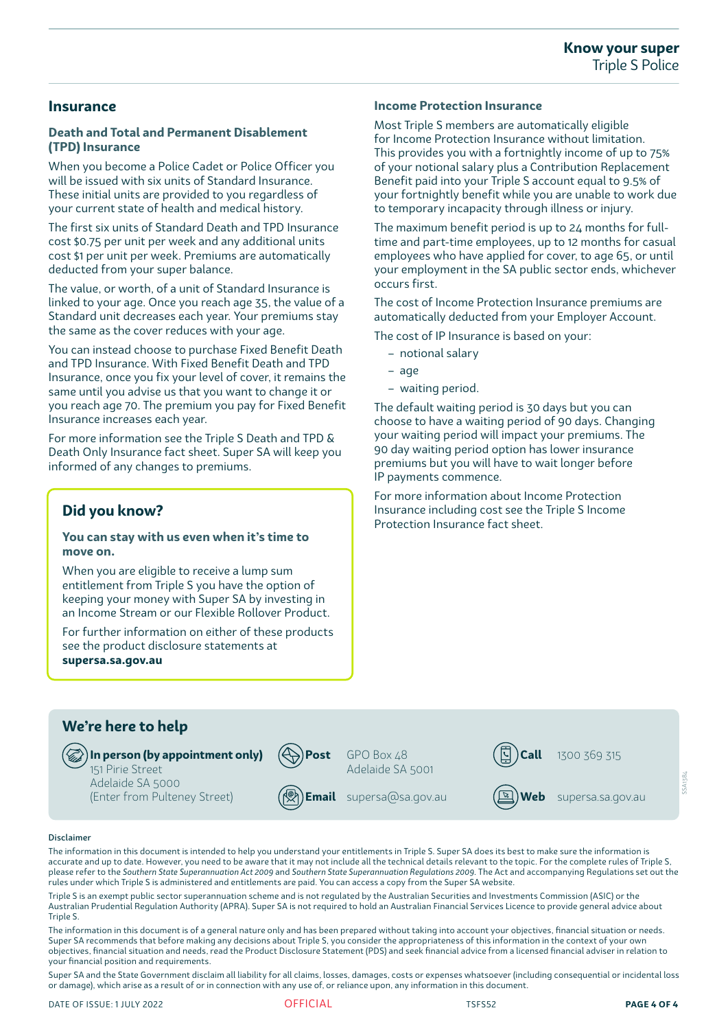## Insurance

### Death and Total and Permanent Disablement (TPD) Insurance

When you become a Police Cadet or Police Officer you will be issued with six units of Standard Insurance. These initial units are provided to you regardless of your current state of health and medical history.

The first six units of Standard Death and TPD Insurance cost $0.75 per unit per week and any additional units cost $1 per unit per week. Premiums are automatically deducted from your super balance.

The value, or worth, of a unit of Standard Insurance is linked to your age. Once you reach age 35, the value of a Standard unit decreases each year. Your premiums stay the same as the cover reduces with your age.

You can instead choose to purchase Fixed Benefit Death and TPD Insurance. With Fixed Benefit Death and TPD Insurance, once you fix your level of cover, it remains the same until you advise us that you want to change it or you reach age 70. The premium you pay for Fixed Benefit Insurance increases each year.

For more information see the Triple S Death and TPD & Death Only Insurance fact sheet. Super SA will keep you informed of any changes to premiums.

## Did you know?

**You can stay with us even when it's time to move on.**

When you are eligible to receive a lump sum entitlement from Triple S you have the option of keeping your money with Super SA by investing in an Income Stream or our Flexible Rollover Product.

For further information on either of these products see the product disclosure statements at **supersa.sa.gov.au**

### Income Protection Insurance

Most Triple S members are automatically eligible for Income Protection Insurance without limitation. This provides you with a fortnightly income of up to 75% of your notional salary plus a Contribution Replacement Benefit paid into your Triple S account equal to 9.5% of your fortnightly benefit while you are unable to work due to temporary incapacity through illness or injury.

The maximum benefit period is up to 24 months for full-time and part-time employees, up to 12 months for casual employees who have applied for cover, to age 65, or until your employment in the SA public sector ends, whichever occurs first.

The cost of Income Protection Insurance premiums are automatically deducted from your Employer Account.

The cost of IP Insurance is based on your:

- notional salary
- age
- waiting period.

The default waiting period is 30 days but you can choose to have a waiting period of 90 days. Changing your waiting period will impact your premiums. The 90 day waiting period option has lower insurance premiums but you will have to wait longer before IP payments commence.

For more information about Income Protection Insurance including cost see the Triple S Income Protection Insurance fact sheet.

## We're here to help

**In person (by appointment only)** 151 Pirie Street
Adelaide SA 5000
(Enter from Pulteney Street)

**Post** GPO Box 48
Adelaide SA 5001

**Email** supersa@sa.gov.au

**Call** 1300 369 315

**Web** supersa.sa.gov.au

SSA1584

**Disclaimer**

The information in this document is intended to help you understand your entitlements in Triple S. Super SA does its best to make sure the information is accurate and up to date. However, you need to be aware that it may not include all the technical details relevant to the topic. For the complete rules of Triple S, please refer to the *Southern State Superannuation Act 2009* and *Southern State Superannuation Regulations 2009*. The Act and accompanying Regulations set out the rules under which Triple S is administered and entitlements are paid. You can access a copy from the Super SA website.

Triple S is an exempt public sector superannuation scheme and is not regulated by the Australian Securities and Investments Commission (ASIC) or the Australian Prudential Regulation Authority (APRA). Super SA is not required to hold an Australian Financial Services Licence to provide general advice about Triple S.

The information in this document is of a general nature only and has been prepared without taking into account your objectives, financial situation or needs. Super SA recommends that before making any decisions about Triple S, you consider the appropriateness of this information in the context of your own objectives, financial situation and needs, read the Product Disclosure Statement (PDS) and seek financial advice from a licensed financial adviser in relation to your financial position and requirements.

Super SA and the State Government disclaim all liability for all claims, losses, damages, costs or expenses whatsoever (including consequential or incidental loss or damage), which arise as a result of or in connection with any use of, or reliance upon, any information in this document.

DATE OF ISSUE: 1 JULY 2022 OFFICIAL TSFS52